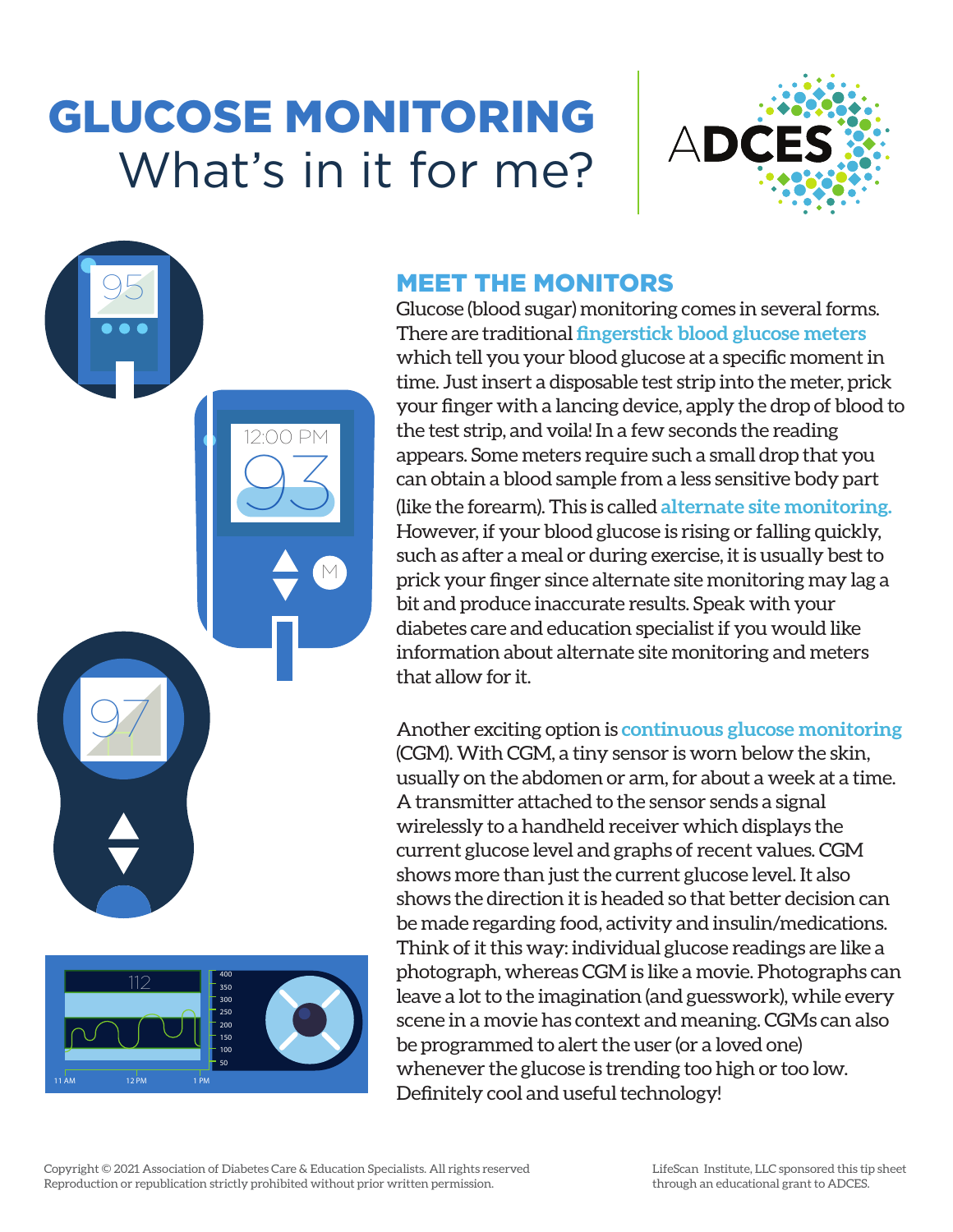# GLUCOSE MONITORING
What's in it for me?

ADCES

## MEET THE MONITORS

Glucose (blood sugar) monitoring comes in several forms. There are traditional **fingerstick blood glucose meters** which tell you your blood glucose at a specific moment in time. Just insert a disposable test strip into the meter, prick your finger with a lancing device, apply the drop of blood to the test strip, and voila! In a few seconds the reading appears. Some meters require such a small drop that you can obtain a blood sample from a less sensitive body part (like the forearm). This is called **alternate site monitoring.** However, if your blood glucose is rising or falling quickly, such as after a meal or during exercise, it is usually best to prick your finger since alternate site monitoring may lag a bit and produce inaccurate results. Speak with your diabetes care and education specialist if you would like information about alternate site monitoring and meters that allow for it.

Another exciting option is **continuous glucose monitoring** (CGM). With CGM, a tiny sensor is worn below the skin, usually on the abdomen or arm, for about a week at a time. A transmitter attached to the sensor sends a signal wirelessly to a handheld receiver which displays the current glucose level and graphs of recent values. CGM shows more than just the current glucose level. It also shows the direction it is headed so that better decision can be made regarding food, activity and insulin/medications. Think of it this way: individual glucose readings are like a photograph, whereas CGM is like a movie. Photographs can leave a lot to the imagination (and guesswork), while every scene in a movie has context and meaning. CGMs can also be programmed to alert the user (or a loved one) whenever the glucose is trending too high or too low. Definitely cool and useful technology!

Copyright © 2021 Association of Diabetes Care & Education Specialists. All rights reserved
Reproduction or republication strictly prohibited without prior written permission.

LifeScan Institute, LLC sponsored this tip sheet through an educational grant to ADCES.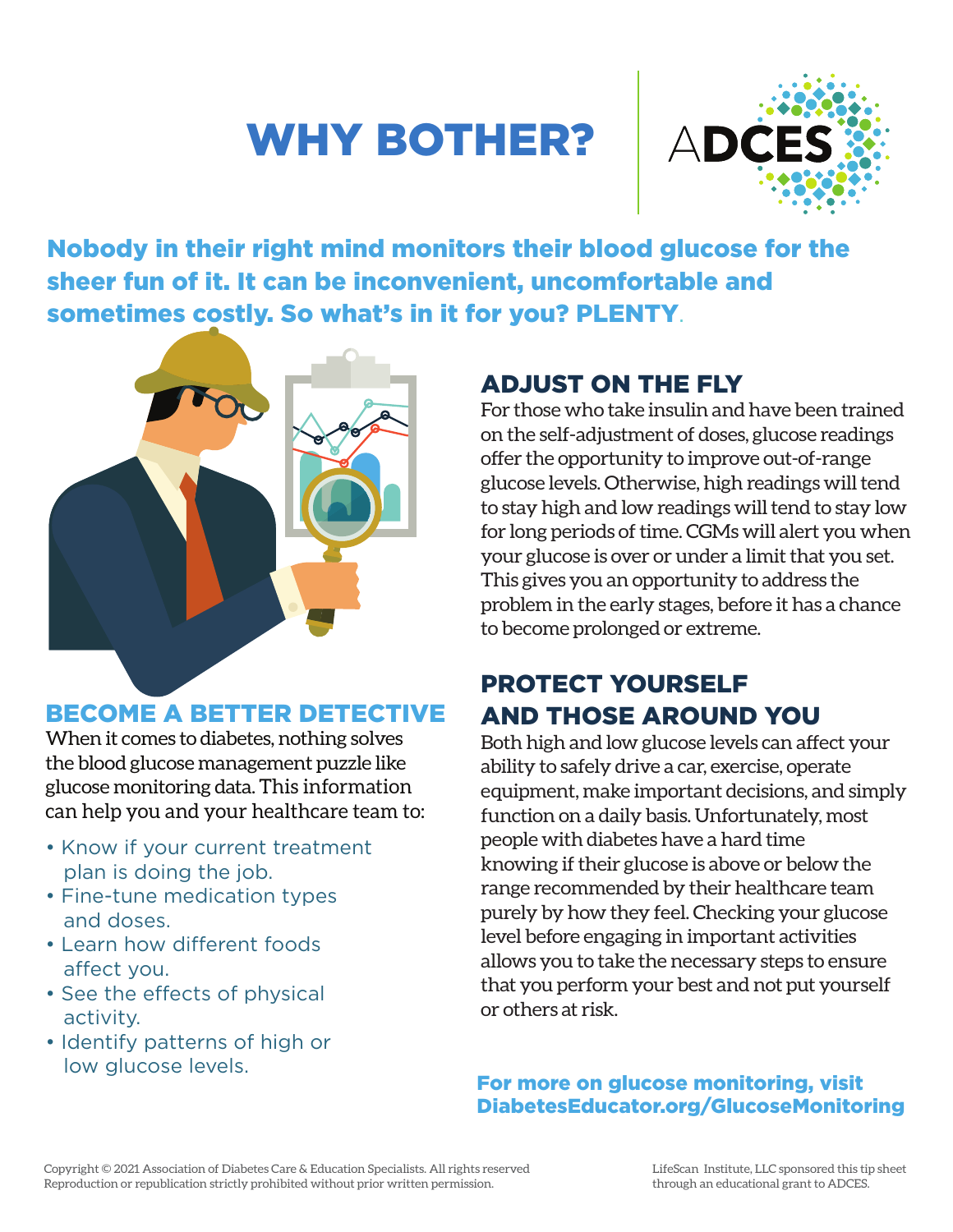# WHY BOTHER?

ADCES

**Nobody in their right mind monitors their blood glucose for the sheer fun of it. It can be inconvenient, uncomfortable and sometimes costly. So what's in it for you? PLENTY.**

## BECOME A BETTER DETECTIVE

When it comes to diabetes, nothing solves the blood glucose management puzzle like glucose monitoring data. This information can help you and your healthcare team to:

- Know if your current treatment plan is doing the job.
- Fine-tune medication types and doses.
- Learn how different foods affect you.
- See the effects of physical activity.
- Identify patterns of high or low glucose levels.

## ADJUST ON THE FLY

For those who take insulin and have been trained on the self-adjustment of doses, glucose readings offer the opportunity to improve out-of-range glucose levels. Otherwise, high readings will tend to stay high and low readings will tend to stay low for long periods of time. CGMs will alert you when your glucose is over or under a limit that you set. This gives you an opportunity to address the problem in the early stages, before it has a chance to become prolonged or extreme.

## PROTECT YOURSELF AND THOSE AROUND YOU

Both high and low glucose levels can affect your ability to safely drive a car, exercise, operate equipment, make important decisions, and simply function on a daily basis. Unfortunately, most people with diabetes have a hard time knowing if their glucose is above or below the range recommended by their healthcare team purely by how they feel. Checking your glucose level before engaging in important activities allows you to take the necessary steps to ensure that you perform your best and not put yourself or others at risk.

**For more on glucose monitoring, visit DiabetesEducator.org/GlucoseMonitoring**

Copyright © 2021 Association of Diabetes Care & Education Specialists. All rights reserved
Reproduction or republication strictly prohibited without prior written permission.

LifeScan Institute, LLC sponsored this tip sheet through an educational grant to ADCES.